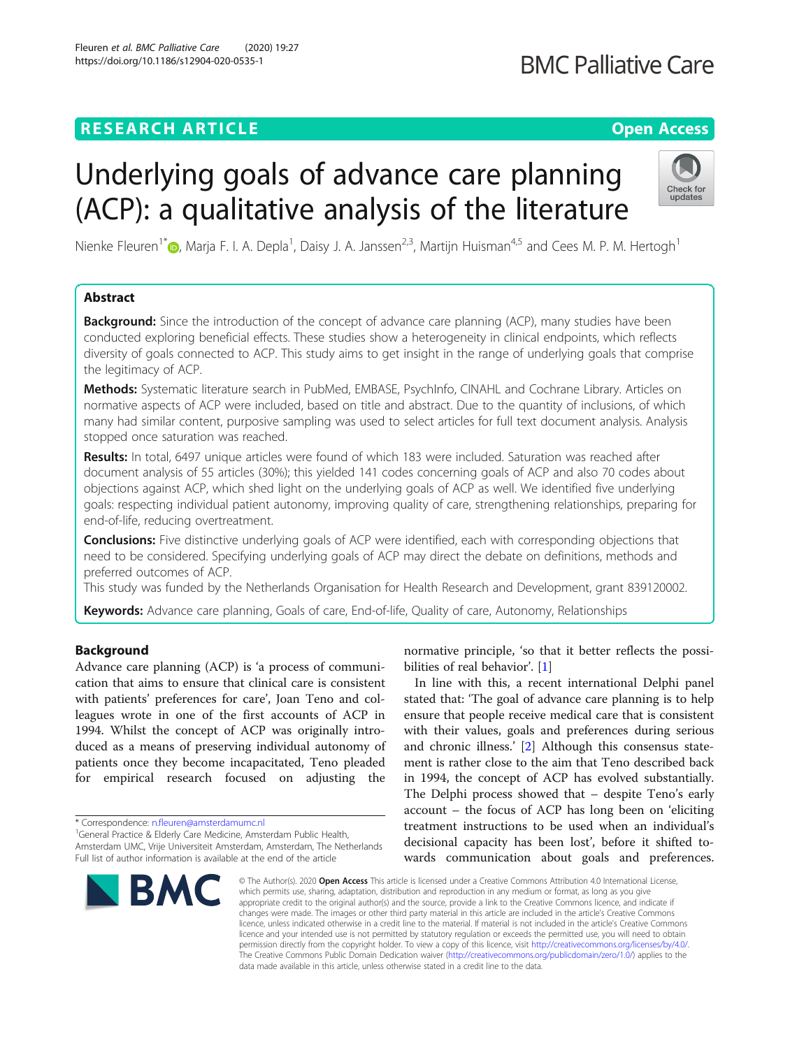RESEARCH ARTICLE

Open Access

# Underlying goals of advance care planning (ACP): a qualitative analysis of the literature

Nienke Fleuren[1*], Marja F. I. A. Depla[1], Daisy J. A. Janssen[2,3], Martijn Huisman[4,5] and Cees M. P. M. Hertogh[1]

## Abstract

**Background:** Since the introduction of the concept of advance care planning (ACP), many studies have been conducted exploring beneficial effects. These studies show a heterogeneity in clinical endpoints, which reflects diversity of goals connected to ACP. This study aims to get insight in the range of underlying goals that comprise the legitimacy of ACP.

**Methods:** Systematic literature search in PubMed, EMBASE, PsychInfo, CINAHL and Cochrane Library. Articles on normative aspects of ACP were included, based on title and abstract. Due to the quantity of inclusions, of which many had similar content, purposive sampling was used to select articles for full text document analysis. Analysis stopped once saturation was reached.

**Results:** In total, 6497 unique articles were found of which 183 were included. Saturation was reached after document analysis of 55 articles (30%); this yielded 141 codes concerning goals of ACP and also 70 codes about objections against ACP, which shed light on the underlying goals of ACP as well. We identified five underlying goals: respecting individual patient autonomy, improving quality of care, strengthening relationships, preparing for end-of-life, reducing overtreatment.

**Conclusions:** Five distinctive underlying goals of ACP were identified, each with corresponding objections that need to be considered. Specifying underlying goals of ACP may direct the debate on definitions, methods and preferred outcomes of ACP.

This study was funded by the Netherlands Organisation for Health Research and Development, grant 839120002.

**Keywords:** Advance care planning, Goals of care, End-of-life, Quality of care, Autonomy, Relationships

## Background

Advance care planning (ACP) is 'a process of communication that aims to ensure that clinical care is consistent with patients' preferences for care', Joan Teno and colleagues wrote in one of the first accounts of ACP in 1994. Whilst the concept of ACP was originally introduced as a means of preserving individual autonomy of patients once they become incapacitated, Teno pleaded for empirical research focused on adjusting the normative principle, 'so that it better reflects the possibilities of real behavior'. [1]

In line with this, a recent international Delphi panel stated that: 'The goal of advance care planning is to help ensure that people receive medical care that is consistent with their values, goals and preferences during serious and chronic illness.' [2] Although this consensus statement is rather close to the aim that Teno described back in 1994, the concept of ACP has evolved substantially. The Delphi process showed that – despite Teno's early account – the focus of ACP has long been on 'eliciting treatment instructions to be used when an individual's decisional capacity has been lost', before it shifted towards communication about goals and preferences.

* Correspondence: n.fleuren@amsterdamumc.nl
[1]General Practice & Elderly Care Medicine, Amsterdam Public Health, Amsterdam UMC, Vrije Universiteit Amsterdam, Amsterdam, The Netherlands
Full list of author information is available at the end of the article

© The Author(s). 2020 **Open Access** This article is licensed under a Creative Commons Attribution 4.0 International License, which permits use, sharing, adaptation, distribution and reproduction in any medium or format, as long as you give appropriate credit to the original author(s) and the source, provide a link to the Creative Commons licence, and indicate if changes were made. The images or other third party material in this article are included in the article's Creative Commons licence, unless indicated otherwise in a credit line to the material. If material is not included in the article's Creative Commons licence and your intended use is not permitted by statutory regulation or exceeds the permitted use, you will need to obtain permission directly from the copyright holder. To view a copy of this licence, visit http://creativecommons.org/licenses/by/4.0/. The Creative Commons Public Domain Dedication waiver (http://creativecommons.org/publicdomain/zero/1.0/) applies to the data made available in this article, unless otherwise stated in a credit line to the data.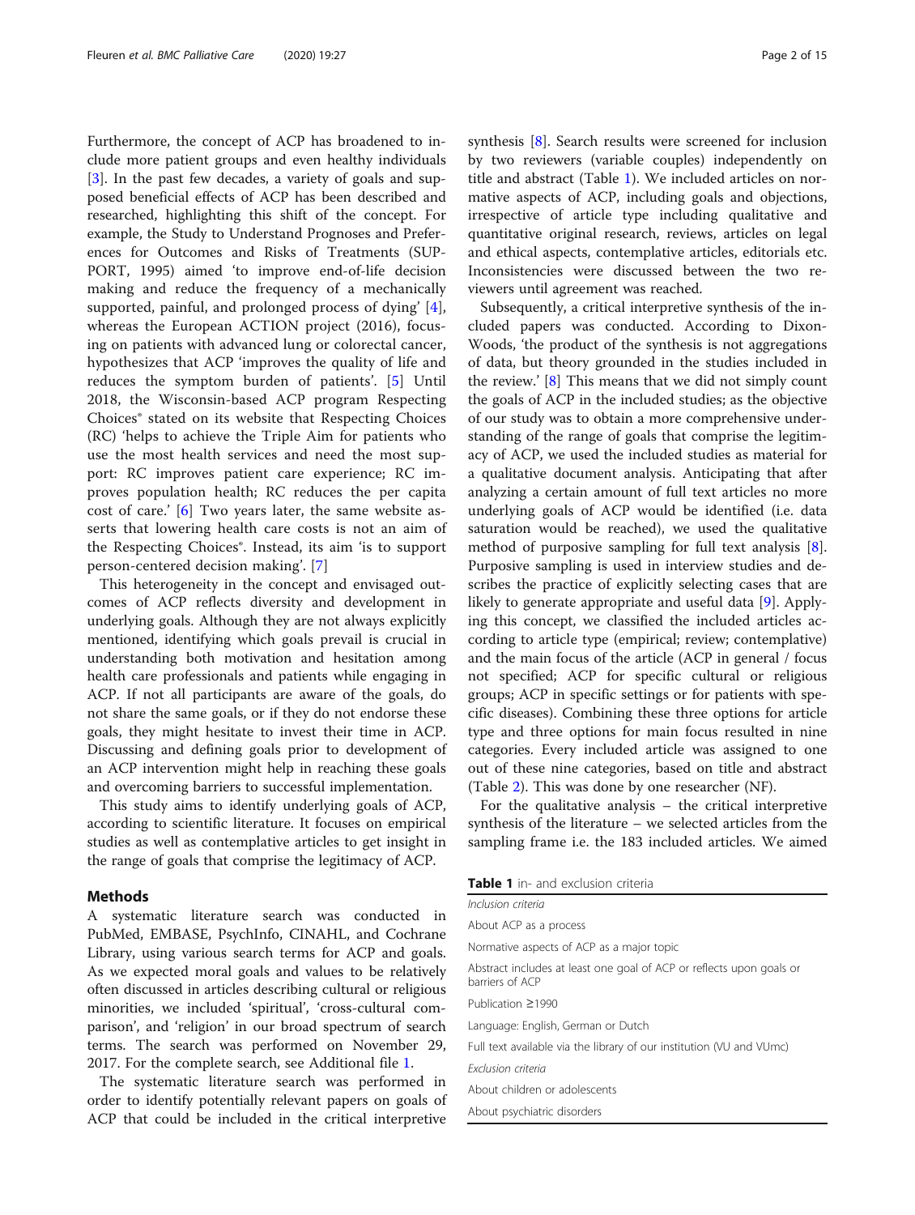Furthermore, the concept of ACP has broadened to include more patient groups and even healthy individuals [3]. In the past few decades, a variety of goals and supposed beneficial effects of ACP has been described and researched, highlighting this shift of the concept. For example, the Study to Understand Prognoses and Preferences for Outcomes and Risks of Treatments (SUPPORT, 1995) aimed 'to improve end-of-life decision making and reduce the frequency of a mechanically supported, painful, and prolonged process of dying' [4], whereas the European ACTION project (2016), focusing on patients with advanced lung or colorectal cancer, hypothesizes that ACP 'improves the quality of life and reduces the symptom burden of patients'. [5] Until 2018, the Wisconsin-based ACP program Respecting Choices® stated on its website that Respecting Choices (RC) 'helps to achieve the Triple Aim for patients who use the most health services and need the most support: RC improves patient care experience; RC improves population health; RC reduces the per capita cost of care.' [6] Two years later, the same website asserts that lowering health care costs is not an aim of the Respecting Choices®. Instead, its aim 'is to support person-centered decision making'. [7]

This heterogeneity in the concept and envisaged outcomes of ACP reflects diversity and development in underlying goals. Although they are not always explicitly mentioned, identifying which goals prevail is crucial in understanding both motivation and hesitation among health care professionals and patients while engaging in ACP. If not all participants are aware of the goals, do not share the same goals, or if they do not endorse these goals, they might hesitate to invest their time in ACP. Discussing and defining goals prior to development of an ACP intervention might help in reaching these goals and overcoming barriers to successful implementation.

This study aims to identify underlying goals of ACP, according to scientific literature. It focuses on empirical studies as well as contemplative articles to get insight in the range of goals that comprise the legitimacy of ACP.

## Methods

A systematic literature search was conducted in PubMed, EMBASE, PsychInfo, CINAHL, and Cochrane Library, using various search terms for ACP and goals. As we expected moral goals and values to be relatively often discussed in articles describing cultural or religious minorities, we included 'spiritual', 'cross-cultural comparison', and 'religion' in our broad spectrum of search terms. The search was performed on November 29, 2017. For the complete search, see Additional file 1.

The systematic literature search was performed in order to identify potentially relevant papers on goals of ACP that could be included in the critical interpretive synthesis [8]. Search results were screened for inclusion by two reviewers (variable couples) independently on title and abstract (Table 1). We included articles on normative aspects of ACP, including goals and objections, irrespective of article type including qualitative and quantitative original research, reviews, articles on legal and ethical aspects, contemplative articles, editorials etc. Inconsistencies were discussed between the two reviewers until agreement was reached.

Subsequently, a critical interpretive synthesis of the included papers was conducted. According to Dixon-Woods, 'the product of the synthesis is not aggregations of data, but theory grounded in the studies included in the review.' [8] This means that we did not simply count the goals of ACP in the included studies; as the objective of our study was to obtain a more comprehensive understanding of the range of goals that comprise the legitimacy of ACP, we used the included studies as material for a qualitative document analysis. Anticipating that after analyzing a certain amount of full text articles no more underlying goals of ACP would be identified (i.e. data saturation would be reached), we used the qualitative method of purposive sampling for full text analysis [8]. Purposive sampling is used in interview studies and describes the practice of explicitly selecting cases that are likely to generate appropriate and useful data [9]. Applying this concept, we classified the included articles according to article type (empirical; review; contemplative) and the main focus of the article (ACP in general / focus not specified; ACP for specific cultural or religious groups; ACP in specific settings or for patients with specific diseases). Combining these three options for article type and three options for main focus resulted in nine categories. Every included article was assigned to one out of these nine categories, based on title and abstract (Table 2). This was done by one researcher (NF).

For the qualitative analysis – the critical interpretive synthesis of the literature – we selected articles from the sampling frame i.e. the 183 included articles. We aimed

**Table 1** in- and exclusion criteria

| |
|---|
| *Inclusion criteria* |
| About ACP as a process |
| Normative aspects of ACP as a major topic |
| Abstract includes at least one goal of ACP or reflects upon goals or barriers of ACP |
| Publication ≥1990 |
| Language: English, German or Dutch |
| Full text available via the library of our institution (VU and VUmc) |
| *Exclusion criteria* |
| About children or adolescents |
| About psychiatric disorders |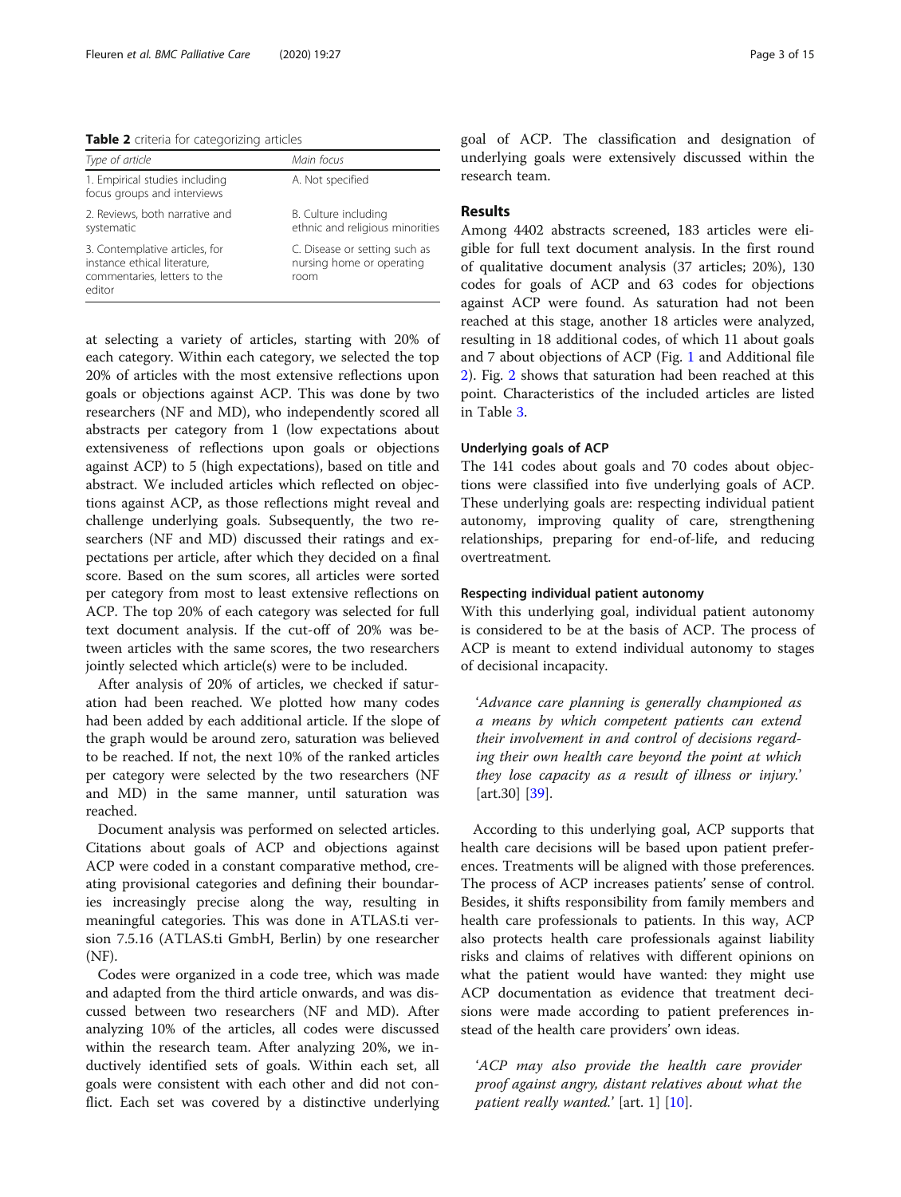**Table 2** criteria for categorizing articles

| Type of article | Main focus |
| --- | --- |
| 1. Empirical studies including focus groups and interviews | A. Not specified |
| 2. Reviews, both narrative and systematic | B. Culture including ethnic and religious minorities |
| 3. Contemplative articles, for instance ethical literature, commentaries, letters to the editor | C. Disease or setting such as nursing home or operating room |

at selecting a variety of articles, starting with 20% of each category. Within each category, we selected the top 20% of articles with the most extensive reflections upon goals or objections against ACP. This was done by two researchers (NF and MD), who independently scored all abstracts per category from 1 (low expectations about extensiveness of reflections upon goals or objections against ACP) to 5 (high expectations), based on title and abstract. We included articles which reflected on objections against ACP, as those reflections might reveal and challenge underlying goals. Subsequently, the two researchers (NF and MD) discussed their ratings and expectations per article, after which they decided on a final score. Based on the sum scores, all articles were sorted per category from most to least extensive reflections on ACP. The top 20% of each category was selected for full text document analysis. If the cut-off of 20% was between articles with the same scores, the two researchers jointly selected which article(s) were to be included.

After analysis of 20% of articles, we checked if saturation had been reached. We plotted how many codes had been added by each additional article. If the slope of the graph would be around zero, saturation was believed to be reached. If not, the next 10% of the ranked articles per category were selected by the two researchers (NF and MD) in the same manner, until saturation was reached.

Document analysis was performed on selected articles. Citations about goals of ACP and objections against ACP were coded in a constant comparative method, creating provisional categories and defining their boundaries increasingly precise along the way, resulting in meaningful categories. This was done in ATLAS.ti version 7.5.16 (ATLAS.ti GmbH, Berlin) by one researcher (NF).

Codes were organized in a code tree, which was made and adapted from the third article onwards, and was discussed between two researchers (NF and MD). After analyzing 10% of the articles, all codes were discussed within the research team. After analyzing 20%, we inductively identified sets of goals. Within each set, all goals were consistent with each other and did not conflict. Each set was covered by a distinctive underlying goal of ACP. The classification and designation of underlying goals were extensively discussed within the research team.

## Results

Among 4402 abstracts screened, 183 articles were eligible for full text document analysis. In the first round of qualitative document analysis (37 articles; 20%), 130 codes for goals of ACP and 63 codes for objections against ACP were found. As saturation had not been reached at this stage, another 18 articles were analyzed, resulting in 18 additional codes, of which 11 about goals and 7 about objections of ACP (Fig. 1 and Additional file 2). Fig. 2 shows that saturation had been reached at this point. Characteristics of the included articles are listed in Table 3.

### Underlying goals of ACP

The 141 codes about goals and 70 codes about objections were classified into five underlying goals of ACP. These underlying goals are: respecting individual patient autonomy, improving quality of care, strengthening relationships, preparing for end-of-life, and reducing overtreatment.

### Respecting individual patient autonomy

With this underlying goal, individual patient autonomy is considered to be at the basis of ACP. The process of ACP is meant to extend individual autonomy to stages of decisional incapacity.

> '*Advance care planning is generally championed as a means by which competent patients can extend their involvement in and control of decisions regarding their own health care beyond the point at which they lose capacity as a result of illness or injury.*' [art.30] [39].

According to this underlying goal, ACP supports that health care decisions will be based upon patient preferences. Treatments will be aligned with those preferences. The process of ACP increases patients' sense of control. Besides, it shifts responsibility from family members and health care professionals to patients. In this way, ACP also protects health care professionals against liability risks and claims of relatives with different opinions on what the patient would have wanted: they might use ACP documentation as evidence that treatment decisions were made according to patient preferences instead of the health care providers' own ideas.

> '*ACP may also provide the health care provider proof against angry, distant relatives about what the patient really wanted.*' [art. 1] [10].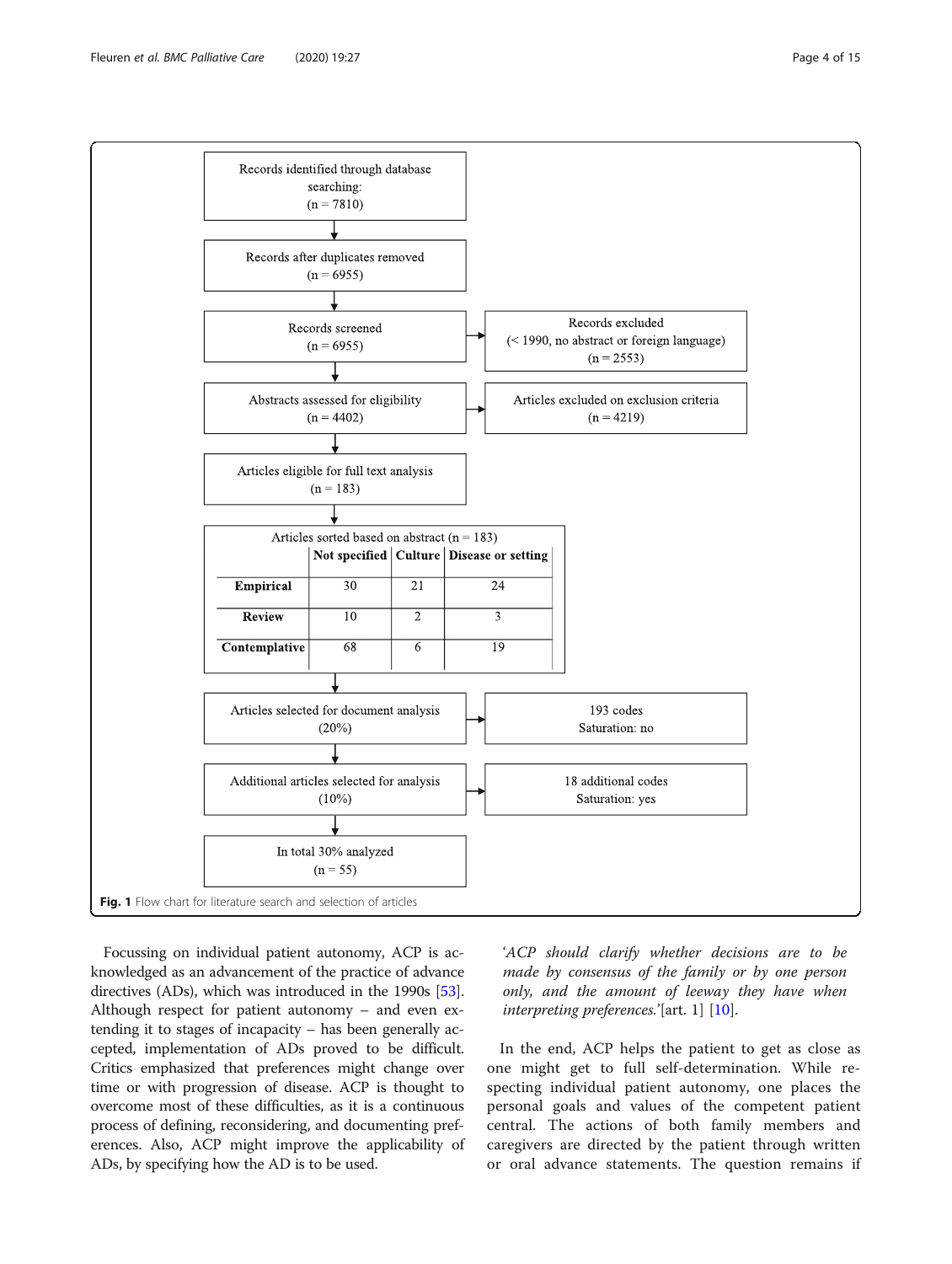Records identified through database searching: (n = 7810)

↓

Records after duplicates removed (n = 6955)

↓

Records screened (n = 6955) → Records excluded (< 1990, no abstract or foreign language) (n = 2553)

↓

Abstracts assessed for eligibility (n = 4402) → Articles excluded on exclusion criteria (n = 4219)

↓

Articles eligible for full text analysis (n = 183)

↓

Articles sorted based on abstract (n = 183)

| | Not specified | Culture | Disease or setting |
| --- | --- | --- | --- |
| **Empirical** | 30 | 21 | 24 |
| **Review** | 10 | 2 | 3 |
| **Contemplative** | 68 | 6 | 19 |

↓

Articles selected for document analysis (20%) → 193 codes Saturation: no

↓

Additional articles selected for analysis (10%) → 18 additional codes Saturation: yes

↓

In total 30% analyzed (n = 55)

**Fig. 1** Flow chart for literature search and selection of articles

Focussing on individual patient autonomy, ACP is acknowledged as an advancement of the practice of advance directives (ADs), which was introduced in the 1990s [53]. Although respect for patient autonomy – and even extending it to stages of incapacity – has been generally accepted, implementation of ADs proved to be difficult. Critics emphasized that preferences might change over time or with progression of disease. ACP is thought to overcome most of these difficulties, as it is a continuous process of defining, reconsidering, and documenting preferences. Also, ACP might improve the applicability of ADs, by specifying how the AD is to be used.

> *'ACP should clarify whether decisions are to be made by consensus of the family or by one person only, and the amount of leeway they have when interpreting preferences.'*[art. 1] [10].

In the end, ACP helps the patient to get as close as one might get to full self-determination. While respecting individual patient autonomy, one places the personal goals and values of the competent patient central. The actions of both family members and caregivers are directed by the patient through written or oral advance statements. The question remains if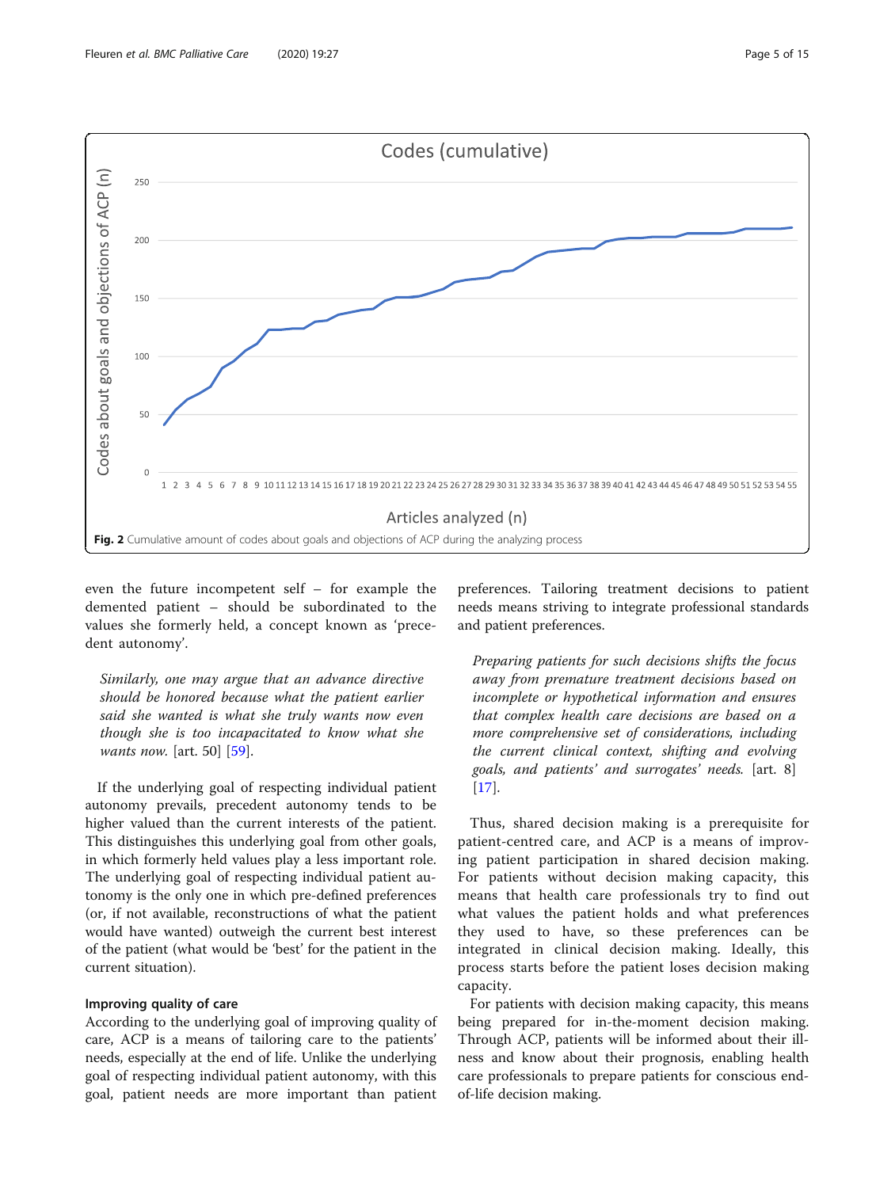Fig. 2 Cumulative amount of codes about goals and objections of ACP during the analyzing process

even the future incompetent self – for example the demented patient – should be subordinated to the values she formerly held, a concept known as 'precedent autonomy'.

> *Similarly, one may argue that an advance directive should be honored because what the patient earlier said she wanted is what she truly wants now even though she is too incapacitated to know what she wants now.* [art. 50] [59].

If the underlying goal of respecting individual patient autonomy prevails, precedent autonomy tends to be higher valued than the current interests of the patient. This distinguishes this underlying goal from other goals, in which formerly held values play a less important role. The underlying goal of respecting individual patient autonomy is the only one in which pre-defined preferences (or, if not available, reconstructions of what the patient would have wanted) outweigh the current best interest of the patient (what would be 'best' for the patient in the current situation).

### Improving quality of care

According to the underlying goal of improving quality of care, ACP is a means of tailoring care to the patients' needs, especially at the end of life. Unlike the underlying goal of respecting individual patient autonomy, with this goal, patient needs are more important than patient preferences. Tailoring treatment decisions to patient needs means striving to integrate professional standards and patient preferences.

> *Preparing patients for such decisions shifts the focus away from premature treatment decisions based on incomplete or hypothetical information and ensures that complex health care decisions are based on a more comprehensive set of considerations, including the current clinical context, shifting and evolving goals, and patients' and surrogates' needs.* [art. 8] [17].

Thus, shared decision making is a prerequisite for patient-centred care, and ACP is a means of improving patient participation in shared decision making. For patients without decision making capacity, this means that health care professionals try to find out what values the patient holds and what preferences they used to have, so these preferences can be integrated in clinical decision making. Ideally, this process starts before the patient loses decision making capacity.

For patients with decision making capacity, this means being prepared for in-the-moment decision making. Through ACP, patients will be informed about their illness and know about their prognosis, enabling health care professionals to prepare patients for conscious end-of-life decision making.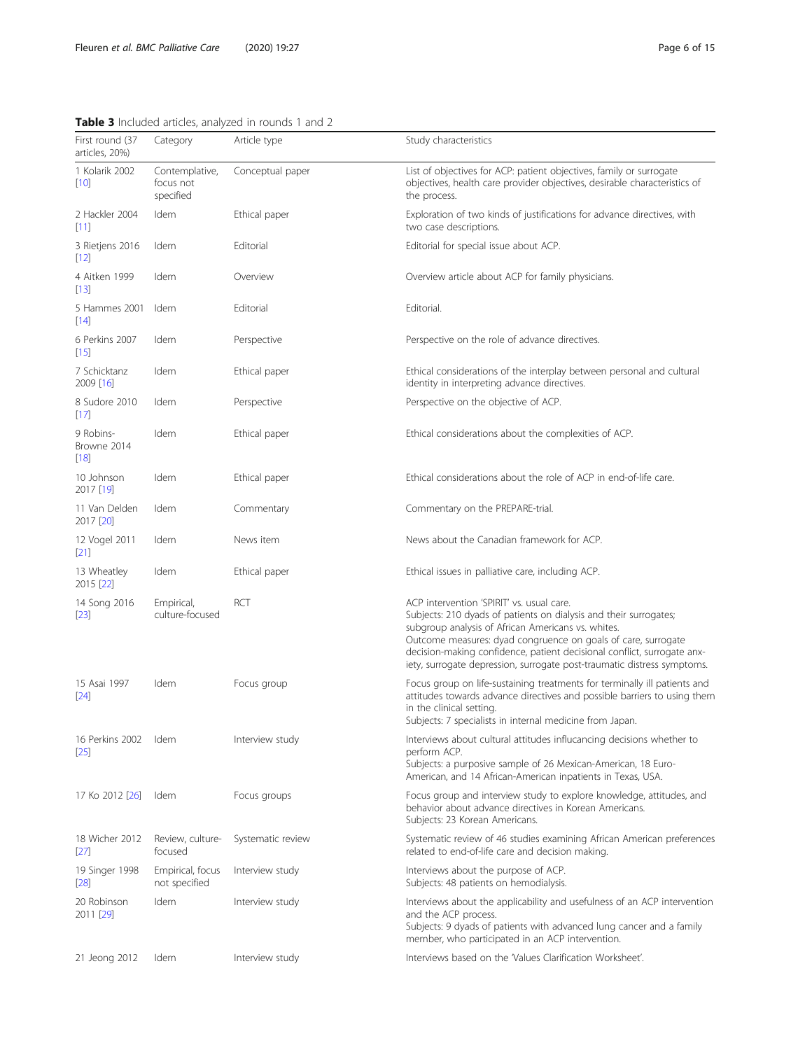**Table 3** Included articles, analyzed in rounds 1 and 2

| First round (37 articles, 20%) | Category | Article type | Study characteristics |
|---|---|---|---|
| 1 Kolarik 2002 [10] | Contemplative, focus not specified | Conceptual paper | List of objectives for ACP: patient objectives, family or surrogate objectives, health care provider objectives, desirable characteristics of the process. |
| 2 Hackler 2004 [11] | Idem | Ethical paper | Exploration of two kinds of justifications for advance directives, with two case descriptions. |
| 3 Rietjens 2016 [12] | Idem | Editorial | Editorial for special issue about ACP. |
| 4 Aitken 1999 [13] | Idem | Overview | Overview article about ACP for family physicians. |
| 5 Hammes 2001 [14] | Idem | Editorial | Editorial. |
| 6 Perkins 2007 [15] | Idem | Perspective | Perspective on the role of advance directives. |
| 7 Schicktanz 2009 [16] | Idem | Ethical paper | Ethical considerations of the interplay between personal and cultural identity in interpreting advance directives. |
| 8 Sudore 2010 [17] | Idem | Perspective | Perspective on the objective of ACP. |
| 9 Robins-Browne 2014 [18] | Idem | Ethical paper | Ethical considerations about the complexities of ACP. |
| 10 Johnson 2017 [19] | Idem | Ethical paper | Ethical considerations about the role of ACP in end-of-life care. |
| 11 Van Delden 2017 [20] | Idem | Commentary | Commentary on the PREPARE-trial. |
| 12 Vogel 2011 [21] | Idem | News item | News about the Canadian framework for ACP. |
| 13 Wheatley 2015 [22] | Idem | Ethical paper | Ethical issues in palliative care, including ACP. |
| 14 Song 2016 [23] | Empirical, culture-focused | RCT | ACP intervention 'SPIRIT' vs. usual care.<br>Subjects: 210 dyads of patients on dialysis and their surrogates; subgroup analysis of African Americans vs. whites.<br>Outcome measures: dyad congruence on goals of care, surrogate decision-making confidence, patient decisional conflict, surrogate anxiety, surrogate depression, surrogate post-traumatic distress symptoms. |
| 15 Asai 1997 [24] | Idem | Focus group | Focus group on life-sustaining treatments for terminally ill patients and attitudes towards advance directives and possible barriers to using them in the clinical setting.<br>Subjects: 7 specialists in internal medicine from Japan. |
| 16 Perkins 2002 [25] | Idem | Interview study | Interviews about cultural attitudes influcancing decisions whether to perform ACP.<br>Subjects: a purposive sample of 26 Mexican-American, 18 Euro-American, and 14 African-American inpatients in Texas, USA. |
| 17 Ko 2012 [26] | Idem | Focus groups | Focus group and interview study to explore knowledge, attitudes, and behavior about advance directives in Korean Americans.<br>Subjects: 23 Korean Americans. |
| 18 Wicher 2012 [27] | Review, culture-focused | Systematic review | Systematic review of 46 studies examining African American preferences related to end-of-life care and decision making. |
| 19 Singer 1998 [28] | Empirical, focus not specified | Interview study | Interviews about the purpose of ACP.<br>Subjects: 48 patients on hemodialysis. |
| 20 Robinson 2011 [29] | Idem | Interview study | Interviews about the applicability and usefulness of an ACP intervention and the ACP process.<br>Subjects: 9 dyads of patients with advanced lung cancer and a family member, who participated in an ACP intervention. |
| 21 Jeong 2012 | Idem | Interview study | Interviews based on the 'Values Clarification Worksheet'. |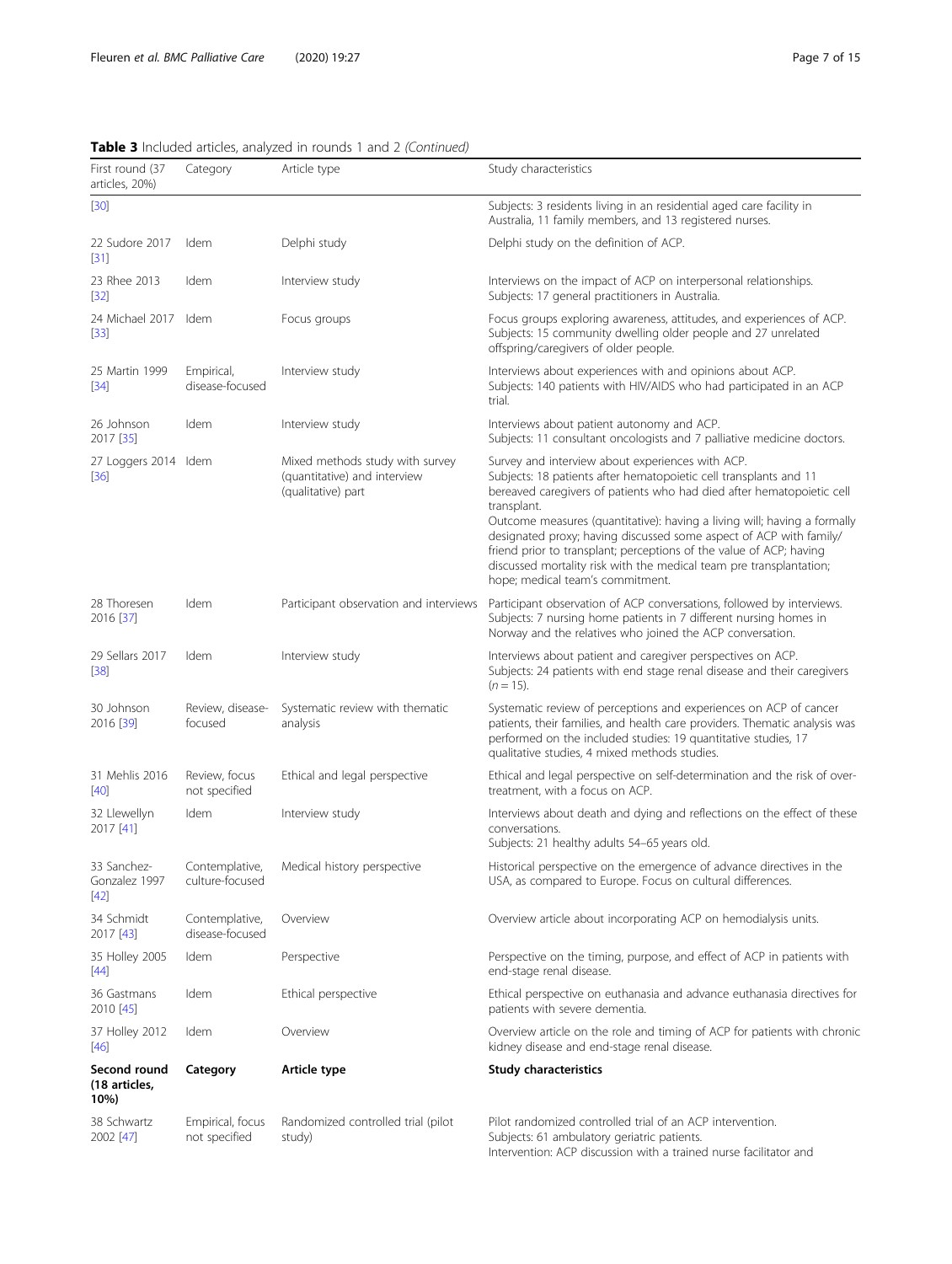**Table 3** Included articles, analyzed in rounds 1 and 2 *(Continued)*

| First round (37 articles, 20%) | Category | Article type | Study characteristics |
|---|---|---|---|
| [30] | | | Subjects: 3 residents living in an residential aged care facility in Australia, 11 family members, and 13 registered nurses. |
| 22 Sudore 2017 [31] | Idem | Delphi study | Delphi study on the definition of ACP. |
| 23 Rhee 2013 [32] | Idem | Interview study | Interviews on the impact of ACP on interpersonal relationships. Subjects: 17 general practitioners in Australia. |
| 24 Michael 2017 [33] | Idem | Focus groups | Focus groups exploring awareness, attitudes, and experiences of ACP. Subjects: 15 community dwelling older people and 27 unrelated offspring/caregivers of older people. |
| 25 Martin 1999 [34] | Empirical, disease-focused | Interview study | Interviews about experiences with and opinions about ACP. Subjects: 140 patients with HIV/AIDS who had participated in an ACP trial. |
| 26 Johnson 2017 [35] | Idem | Interview study | Interviews about patient autonomy and ACP. Subjects: 11 consultant oncologists and 7 palliative medicine doctors. |
| 27 Loggers 2014 [36] | Idem | Mixed methods study with survey (quantitative) and interview (qualitative) part | Survey and interview about experiences with ACP. Subjects: 18 patients after hematopoietic cell transplants and 11 bereaved caregivers of patients who had died after hematopoietic cell transplant. Outcome measures (quantitative): having a living will; having a formally designated proxy; having discussed some aspect of ACP with family/friend prior to transplant; perceptions of the value of ACP; having discussed mortality risk with the medical team pre transplantation; hope; medical team's commitment. |
| 28 Thoresen 2016 [37] | Idem | Participant observation and interviews | Participant observation of ACP conversations, followed by interviews. Subjects: 7 nursing home patients in 7 different nursing homes in Norway and the relatives who joined the ACP conversation. |
| 29 Sellars 2017 [38] | Idem | Interview study | Interviews about patient and caregiver perspectives on ACP. Subjects: 24 patients with end stage renal disease and their caregivers ($n = 15$). |
| 30 Johnson 2016 [39] | Review, disease-focused | Systematic review with thematic analysis | Systematic review of perceptions and experiences on ACP of cancer patients, their families, and health care providers. Thematic analysis was performed on the included studies: 19 quantitative studies, 17 qualitative studies, 4 mixed methods studies. |
| 31 Mehlis 2016 [40] | Review, focus not specified | Ethical and legal perspective | Ethical and legal perspective on self-determination and the risk of over-treatment, with a focus on ACP. |
| 32 Llewellyn 2017 [41] | Idem | Interview study | Interviews about death and dying and reflections on the effect of these conversations. Subjects: 21 healthy adults 54–65 years old. |
| 33 Sanchez-Gonzalez 1997 [42] | Contemplative, culture-focused | Medical history perspective | Historical perspective on the emergence of advance directives in the USA, as compared to Europe. Focus on cultural differences. |
| 34 Schmidt 2017 [43] | Contemplative, disease-focused | Overview | Overview article about incorporating ACP on hemodialysis units. |
| 35 Holley 2005 [44] | Idem | Perspective | Perspective on the timing, purpose, and effect of ACP in patients with end-stage renal disease. |
| 36 Gastmans 2010 [45] | Idem | Ethical perspective | Ethical perspective on euthanasia and advance euthanasia directives for patients with severe dementia. |
| 37 Holley 2012 [46] | Idem | Overview | Overview article on the role and timing of ACP for patients with chronic kidney disease and end-stage renal disease. |
| **Second round (18 articles, 10%)** | **Category** | **Article type** | **Study characteristics** |
| 38 Schwartz 2002 [47] | Empirical, focus not specified | Randomized controlled trial (pilot study) | Pilot randomized controlled trial of an ACP intervention. Subjects: 61 ambulatory geriatric patients. Intervention: ACP discussion with a trained nurse facilitator and |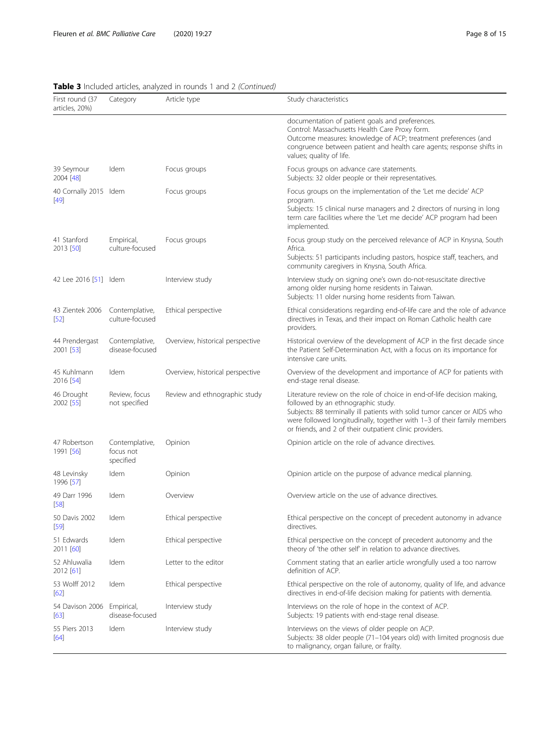**Table 3** Included articles, analyzed in rounds 1 and 2 *(Continued)*

| First round (37 articles, 20%) | Category | Article type | Study characteristics |
|---|---|---|---|
| | | | documentation of patient goals and preferences.<br>Control: Massachusetts Health Care Proxy form.<br>Outcome measures: knowledge of ACP; treatment preferences (and congruence between patient and health care agents; response shifts in values; quality of life. |
| 39 Seymour 2004 [48] | Idem | Focus groups | Focus groups on advance care statements.<br>Subjects: 32 older people or their representatives. |
| 40 Cornally 2015 [49] | Idem | Focus groups | Focus groups on the implementation of the 'Let me decide' ACP program.<br>Subjects: 15 clinical nurse managers and 2 directors of nursing in long term care facilities where the 'Let me decide' ACP program had been implemented. |
| 41 Stanford 2013 [50] | Empirical, culture-focused | Focus groups | Focus group study on the perceived relevance of ACP in Knysna, South Africa.<br>Subjects: 51 participants including pastors, hospice staff, teachers, and community caregivers in Knysna, South Africa. |
| 42 Lee 2016 [51] | Idem | Interview study | Interview study on signing one's own do-not-resuscitate directive among older nursing home residents in Taiwan.<br>Subjects: 11 older nursing home residents from Taiwan. |
| 43 Zientek 2006 [52] | Contemplative, culture-focused | Ethical perspective | Ethical considerations regarding end-of-life care and the role of advance directives in Texas, and their impact on Roman Catholic health care providers. |
| 44 Prendergast 2001 [53] | Contemplative, disease-focused | Overview, historical perspective | Historical overview of the development of ACP in the first decade since the Patient Self-Determination Act, with a focus on its importance for intensive care units. |
| 45 Kuhlmann 2016 [54] | Idem | Overview, historical perspective | Overview of the development and importance of ACP for patients with end-stage renal disease. |
| 46 Drought 2002 [55] | Review, focus not specified | Review and ethnographic study | Literature review on the role of choice in end-of-life decision making, followed by an ethnographic study.<br>Subjects: 88 terminally ill patients with solid tumor cancer or AIDS who were followed longitudinally, together with 1–3 of their family members or friends, and 2 of their outpatient clinic providers. |
| 47 Robertson 1991 [56] | Contemplative, focus not specified | Opinion | Opinion article on the role of advance directives. |
| 48 Levinsky 1996 [57] | Idem | Opinion | Opinion article on the purpose of advance medical planning. |
| 49 Darr 1996 [58] | Idem | Overview | Overview article on the use of advance directives. |
| 50 Davis 2002 [59] | Idem | Ethical perspective | Ethical perspective on the concept of precedent autonomy in advance directives. |
| 51 Edwards 2011 [60] | Idem | Ethical perspective | Ethical perspective on the concept of precedent autonomy and the theory of 'the other self' in relation to advance directives. |
| 52 Ahluwalia 2012 [61] | Idem | Letter to the editor | Comment stating that an earlier article wrongfully used a too narrow definition of ACP. |
| 53 Wolff 2012 [62] | Idem | Ethical perspective | Ethical perspective on the role of autonomy, quality of life, and advance directives in end-of-life decision making for patients with dementia. |
| 54 Davison 2006 [63] | Empirical, disease-focused | Interview study | Interviews on the role of hope in the context of ACP.<br>Subjects: 19 patients with end-stage renal disease. |
| 55 Piers 2013 [64] | Idem | Interview study | Interviews on the views of older people on ACP.<br>Subjects: 38 older people (71–104 years old) with limited prognosis due to malignancy, organ failure, or frailty. |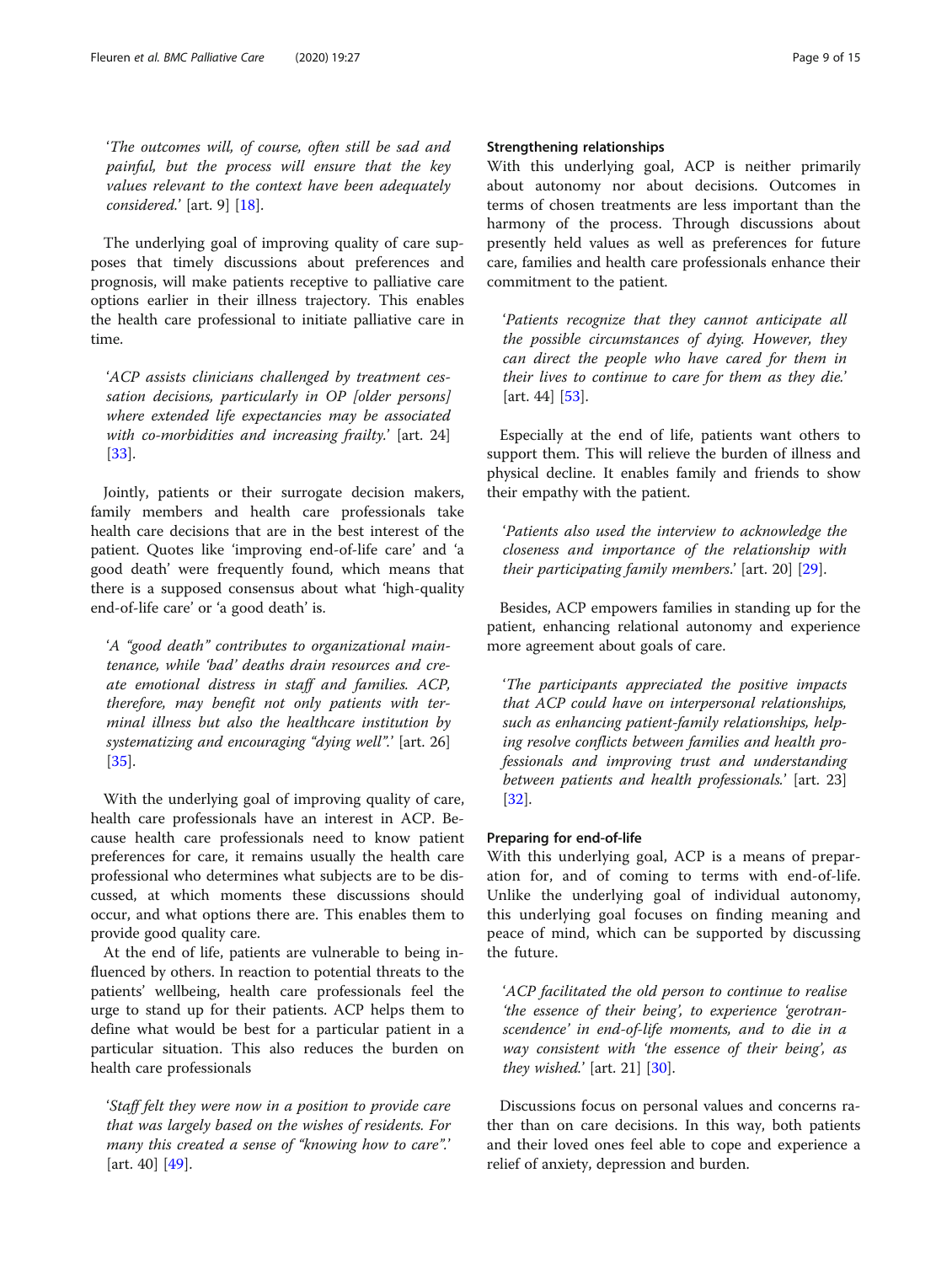*'The outcomes will, of course, often still be sad and painful, but the process will ensure that the key values relevant to the context have been adequately considered.'* [art. 9] [18].

The underlying goal of improving quality of care supposes that timely discussions about preferences and prognosis, will make patients receptive to palliative care options earlier in their illness trajectory. This enables the health care professional to initiate palliative care in time.

*'ACP assists clinicians challenged by treatment cessation decisions, particularly in OP [older persons] where extended life expectancies may be associated with co-morbidities and increasing frailty.'* [art. 24] [33].

Jointly, patients or their surrogate decision makers, family members and health care professionals take health care decisions that are in the best interest of the patient. Quotes like 'improving end-of-life care' and 'a good death' were frequently found, which means that there is a supposed consensus about what 'high-quality end-of-life care' or 'a good death' is.

*'A "good death" contributes to organizational maintenance, while 'bad' deaths drain resources and create emotional distress in staff and families. ACP, therefore, may benefit not only patients with terminal illness but also the healthcare institution by systematizing and encouraging "dying well".'* [art. 26] [35].

With the underlying goal of improving quality of care, health care professionals have an interest in ACP. Because health care professionals need to know patient preferences for care, it remains usually the health care professional who determines what subjects are to be discussed, at which moments these discussions should occur, and what options there are. This enables them to provide good quality care.

At the end of life, patients are vulnerable to being influenced by others. In reaction to potential threats to the patients' wellbeing, health care professionals feel the urge to stand up for their patients. ACP helps them to define what would be best for a particular patient in a particular situation. This also reduces the burden on health care professionals

*'Staff felt they were now in a position to provide care that was largely based on the wishes of residents. For many this created a sense of "knowing how to care".'* [art. 40] [49].

#### Strengthening relationships

With this underlying goal, ACP is neither primarily about autonomy nor about decisions. Outcomes in terms of chosen treatments are less important than the harmony of the process. Through discussions about presently held values as well as preferences for future care, families and health care professionals enhance their commitment to the patient.

*'Patients recognize that they cannot anticipate all the possible circumstances of dying. However, they can direct the people who have cared for them in their lives to continue to care for them as they die.'* [art. 44] [53].

Especially at the end of life, patients want others to support them. This will relieve the burden of illness and physical decline. It enables family and friends to show their empathy with the patient.

*'Patients also used the interview to acknowledge the closeness and importance of the relationship with their participating family members.'* [art. 20] [29].

Besides, ACP empowers families in standing up for the patient, enhancing relational autonomy and experience more agreement about goals of care.

*'The participants appreciated the positive impacts that ACP could have on interpersonal relationships, such as enhancing patient-family relationships, helping resolve conflicts between families and health professionals and improving trust and understanding between patients and health professionals.'* [art. 23] [32].

#### Preparing for end-of-life

With this underlying goal, ACP is a means of preparation for, and of coming to terms with end-of-life. Unlike the underlying goal of individual autonomy, this underlying goal focuses on finding meaning and peace of mind, which can be supported by discussing the future.

*'ACP facilitated the old person to continue to realise 'the essence of their being', to experience 'gerotranscendence' in end-of-life moments, and to die in a way consistent with 'the essence of their being', as they wished.'* [art. 21] [30].

Discussions focus on personal values and concerns rather than on care decisions. In this way, both patients and their loved ones feel able to cope and experience a relief of anxiety, depression and burden.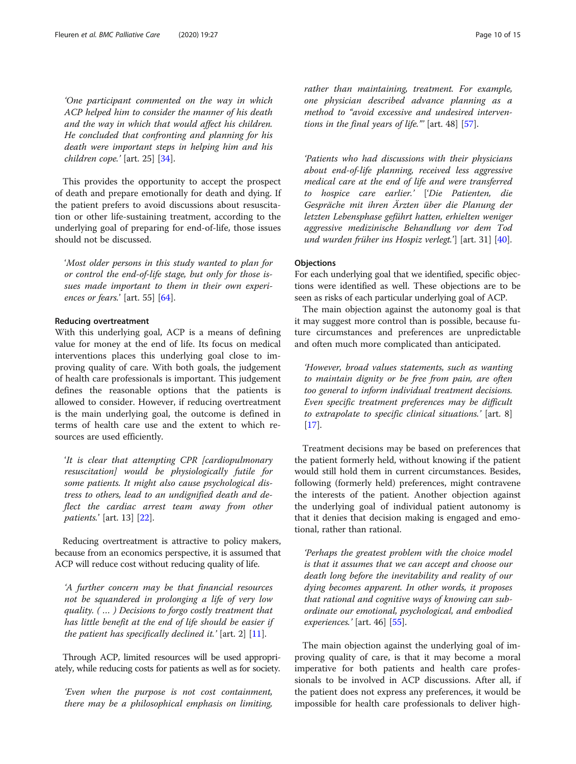'*One participant commented on the way in which ACP helped him to consider the manner of his death and the way in which that would affect his children. He concluded that confronting and planning for his death were important steps in helping him and his children cope.*' [art. 25] [34].

This provides the opportunity to accept the prospect of death and prepare emotionally for death and dying. If the patient prefers to avoid discussions about resuscitation or other life-sustaining treatment, according to the underlying goal of preparing for end-of-life, those issues should not be discussed.

'*Most older persons in this study wanted to plan for or control the end-of-life stage, but only for those issues made important to them in their own experiences or fears.*' [art. 55] [64].

#### Reducing overtreatment

With this underlying goal, ACP is a means of defining value for money at the end of life. Its focus on medical interventions places this underlying goal close to improving quality of care. With both goals, the judgement of health care professionals is important. This judgement defines the reasonable options that the patients is allowed to consider. However, if reducing overtreatment is the main underlying goal, the outcome is defined in terms of health care use and the extent to which resources are used efficiently.

'*It is clear that attempting CPR [cardiopulmonary resuscitation] would be physiologically futile for some patients. It might also cause psychological distress to others, lead to an undignified death and deflect the cardiac arrest team away from other patients.*' [art. 13] [22].

Reducing overtreatment is attractive to policy makers, because from an economics perspective, it is assumed that ACP will reduce cost without reducing quality of life.

'*A further concern may be that financial resources not be squandered in prolonging a life of very low quality. ( … ) Decisions to forgo costly treatment that has little benefit at the end of life should be easier if the patient has specifically declined it.*' [art. 2] [11].

Through ACP, limited resources will be used appropriately, while reducing costs for patients as well as for society.

'*Even when the purpose is not cost containment, there may be a philosophical emphasis on limiting, rather than maintaining, treatment. For example, one physician described advance planning as a method to "avoid excessive and undesired interventions in the final years of life."*' [art. 48] [57].

'*Patients who had discussions with their physicians about end-of-life planning, received less aggressive medical care at the end of life and were transferred to hospice care earlier.*' ['*Die Patienten, die Gespräche mit ihren Ärzten über die Planung der letzten Lebensphase geführt hatten, erhielten weniger aggressive medizinische Behandlung vor dem Tod und wurden früher ins Hospiz verlegt.*'] [art. 31] [40].

#### Objections

For each underlying goal that we identified, specific objections were identified as well. These objections are to be seen as risks of each particular underlying goal of ACP.

The main objection against the autonomy goal is that it may suggest more control than is possible, because future circumstances and preferences are unpredictable and often much more complicated than anticipated.

'*However, broad values statements, such as wanting to maintain dignity or be free from pain, are often too general to inform individual treatment decisions. Even specific treatment preferences may be difficult to extrapolate to specific clinical situations.*' [art. 8] [17].

Treatment decisions may be based on preferences that the patient formerly held, without knowing if the patient would still hold them in current circumstances. Besides, following (formerly held) preferences, might contravene the interests of the patient. Another objection against the underlying goal of individual patient autonomy is that it denies that decision making is engaged and emotional, rather than rational.

'*Perhaps the greatest problem with the choice model is that it assumes that we can accept and choose our death long before the inevitability and reality of our dying becomes apparent. In other words, it proposes that rational and cognitive ways of knowing can subordinate our emotional, psychological, and embodied experiences.*' [art. 46] [55].

The main objection against the underlying goal of improving quality of care, is that it may become a moral imperative for both patients and health care professionals to be involved in ACP discussions. After all, if the patient does not express any preferences, it would be impossible for health care professionals to deliver high-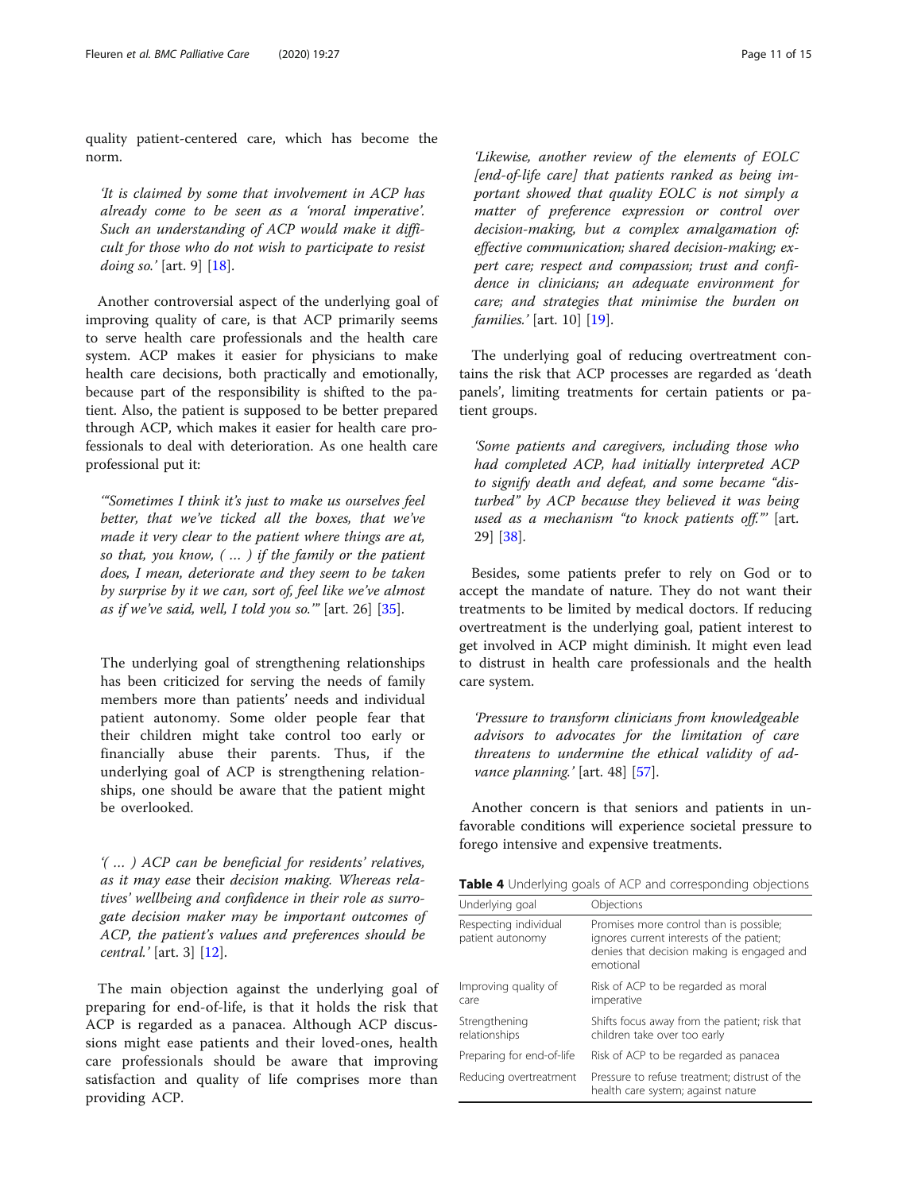quality patient-centered care, which has become the norm.

> *'It is claimed by some that involvement in ACP has already come to be seen as a 'moral imperative'. Such an understanding of ACP would make it difficult for those who do not wish to participate to resist doing so.'* [art. 9] [18].

Another controversial aspect of the underlying goal of improving quality of care, is that ACP primarily seems to serve health care professionals and the health care system. ACP makes it easier for physicians to make health care decisions, both practically and emotionally, because part of the responsibility is shifted to the patient. Also, the patient is supposed to be better prepared through ACP, which makes it easier for health care professionals to deal with deterioration. As one health care professional put it:

> *'"Sometimes I think it's just to make us ourselves feel better, that we've ticked all the boxes, that we've made it very clear to the patient where things are at, so that, you know, ( … ) if the family or the patient does, I mean, deteriorate and they seem to be taken by surprise by it we can, sort of, feel like we've almost as if we've said, well, I told you so."'* [art. 26] [35].

The underlying goal of strengthening relationships has been criticized for serving the needs of family members more than patients' needs and individual patient autonomy. Some older people fear that their children might take control too early or financially abuse their parents. Thus, if the underlying goal of ACP is strengthening relationships, one should be aware that the patient might be overlooked.

> *'( … ) ACP can be beneficial for residents' relatives, as it may ease* their *decision making. Whereas relatives' wellbeing and confidence in their role as surrogate decision maker may be important outcomes of ACP, the patient's values and preferences should be central.'* [art. 3] [12].

The main objection against the underlying goal of preparing for end-of-life, is that it holds the risk that ACP is regarded as a panacea. Although ACP discussions might ease patients and their loved-ones, health care professionals should be aware that improving satisfaction and quality of life comprises more than providing ACP.

> *'Likewise, another review of the elements of EOLC [end-of-life care] that patients ranked as being important showed that quality EOLC is not simply a matter of preference expression or control over decision-making, but a complex amalgamation of: effective communication; shared decision-making; expert care; respect and compassion; trust and confidence in clinicians; an adequate environment for care; and strategies that minimise the burden on families.'* [art. 10] [19].

The underlying goal of reducing overtreatment contains the risk that ACP processes are regarded as 'death panels', limiting treatments for certain patients or patient groups.

> *'Some patients and caregivers, including those who had completed ACP, had initially interpreted ACP to signify death and defeat, and some became "disturbed" by ACP because they believed it was being used as a mechanism "to knock patients off."'* [art. 29] [38].

Besides, some patients prefer to rely on God or to accept the mandate of nature. They do not want their treatments to be limited by medical doctors. If reducing overtreatment is the underlying goal, patient interest to get involved in ACP might diminish. It might even lead to distrust in health care professionals and the health care system.

> *'Pressure to transform clinicians from knowledgeable advisors to advocates for the limitation of care threatens to undermine the ethical validity of advance planning.'* [art. 48] [57].

Another concern is that seniors and patients in unfavorable conditions will experience societal pressure to forego intensive and expensive treatments.

**Table 4** Underlying goals of ACP and corresponding objections

| Underlying goal | Objections |
| --- | --- |
| Respecting individual patient autonomy | Promises more control than is possible; ignores current interests of the patient; denies that decision making is engaged and emotional |
| Improving quality of care | Risk of ACP to be regarded as moral imperative |
| Strengthening relationships | Shifts focus away from the patient; risk that children take over too early |
| Preparing for end-of-life | Risk of ACP to be regarded as panacea |
| Reducing overtreatment | Pressure to refuse treatment; distrust of the health care system; against nature |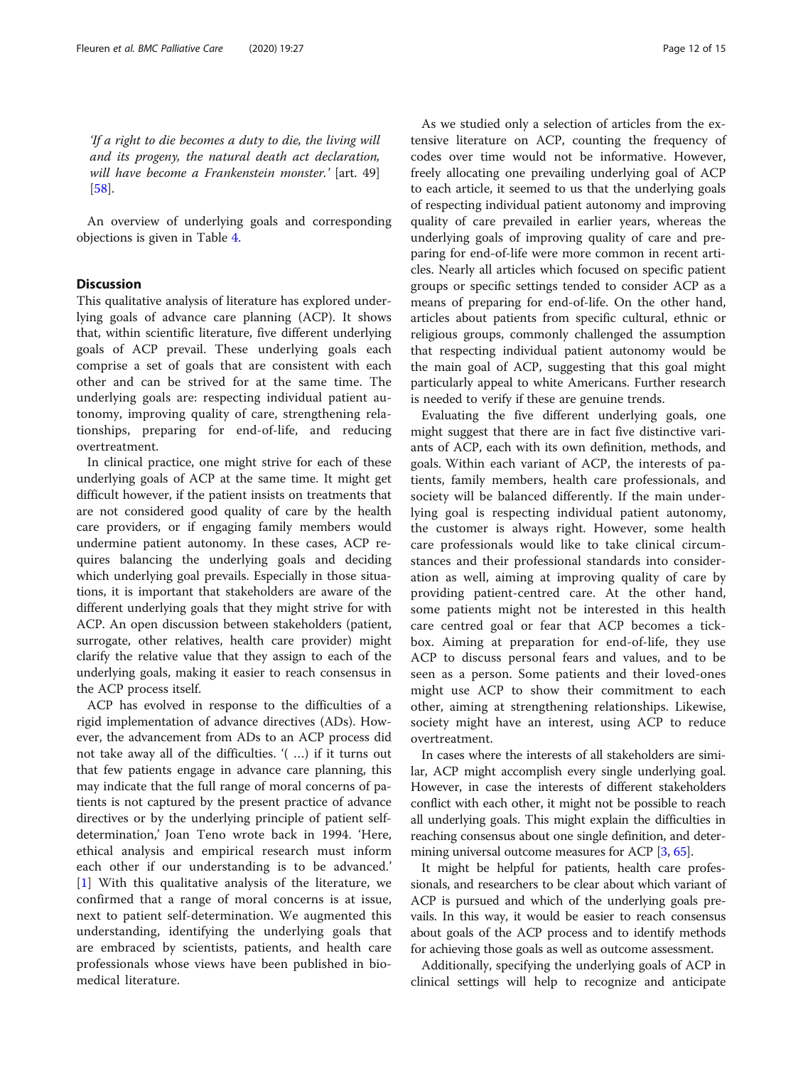*'If a right to die becomes a duty to die, the living will and its progeny, the natural death act declaration, will have become a Frankenstein monster.'* [art. 49] [58].

An overview of underlying goals and corresponding objections is given in Table 4.

## Discussion

This qualitative analysis of literature has explored underlying goals of advance care planning (ACP). It shows that, within scientific literature, five different underlying goals of ACP prevail. These underlying goals each comprise a set of goals that are consistent with each other and can be strived for at the same time. The underlying goals are: respecting individual patient autonomy, improving quality of care, strengthening relationships, preparing for end-of-life, and reducing overtreatment.

In clinical practice, one might strive for each of these underlying goals of ACP at the same time. It might get difficult however, if the patient insists on treatments that are not considered good quality of care by the health care providers, or if engaging family members would undermine patient autonomy. In these cases, ACP requires balancing the underlying goals and deciding which underlying goal prevails. Especially in those situations, it is important that stakeholders are aware of the different underlying goals that they might strive for with ACP. An open discussion between stakeholders (patient, surrogate, other relatives, health care provider) might clarify the relative value that they assign to each of the underlying goals, making it easier to reach consensus in the ACP process itself.

ACP has evolved in response to the difficulties of a rigid implementation of advance directives (ADs). However, the advancement from ADs to an ACP process did not take away all of the difficulties. '( …) if it turns out that few patients engage in advance care planning, this may indicate that the full range of moral concerns of patients is not captured by the present practice of advance directives or by the underlying principle of patient self-determination,' Joan Teno wrote back in 1994. 'Here, ethical analysis and empirical research must inform each other if our understanding is to be advanced.' [1] With this qualitative analysis of the literature, we confirmed that a range of moral concerns is at issue, next to patient self-determination. We augmented this understanding, identifying the underlying goals that are embraced by scientists, patients, and health care professionals whose views have been published in biomedical literature.

As we studied only a selection of articles from the extensive literature on ACP, counting the frequency of codes over time would not be informative. However, freely allocating one prevailing underlying goal of ACP to each article, it seemed to us that the underlying goals of respecting individual patient autonomy and improving quality of care prevailed in earlier years, whereas the underlying goals of improving quality of care and preparing for end-of-life were more common in recent articles. Nearly all articles which focused on specific patient groups or specific settings tended to consider ACP as a means of preparing for end-of-life. On the other hand, articles about patients from specific cultural, ethnic or religious groups, commonly challenged the assumption that respecting individual patient autonomy would be the main goal of ACP, suggesting that this goal might particularly appeal to white Americans. Further research is needed to verify if these are genuine trends.

Evaluating the five different underlying goals, one might suggest that there are in fact five distinctive variants of ACP, each with its own definition, methods, and goals. Within each variant of ACP, the interests of patients, family members, health care professionals, and society will be balanced differently. If the main underlying goal is respecting individual patient autonomy, the customer is always right. However, some health care professionals would like to take clinical circumstances and their professional standards into consideration as well, aiming at improving quality of care by providing patient-centred care. At the other hand, some patients might not be interested in this health care centred goal or fear that ACP becomes a tickbox. Aiming at preparation for end-of-life, they use ACP to discuss personal fears and values, and to be seen as a person. Some patients and their loved-ones might use ACP to show their commitment to each other, aiming at strengthening relationships. Likewise, society might have an interest, using ACP to reduce overtreatment.

In cases where the interests of all stakeholders are similar, ACP might accomplish every single underlying goal. However, in case the interests of different stakeholders conflict with each other, it might not be possible to reach all underlying goals. This might explain the difficulties in reaching consensus about one single definition, and determining universal outcome measures for ACP [3, 65].

It might be helpful for patients, health care professionals, and researchers to be clear about which variant of ACP is pursued and which of the underlying goals prevails. In this way, it would be easier to reach consensus about goals of the ACP process and to identify methods for achieving those goals as well as outcome assessment.

Additionally, specifying the underlying goals of ACP in clinical settings will help to recognize and anticipate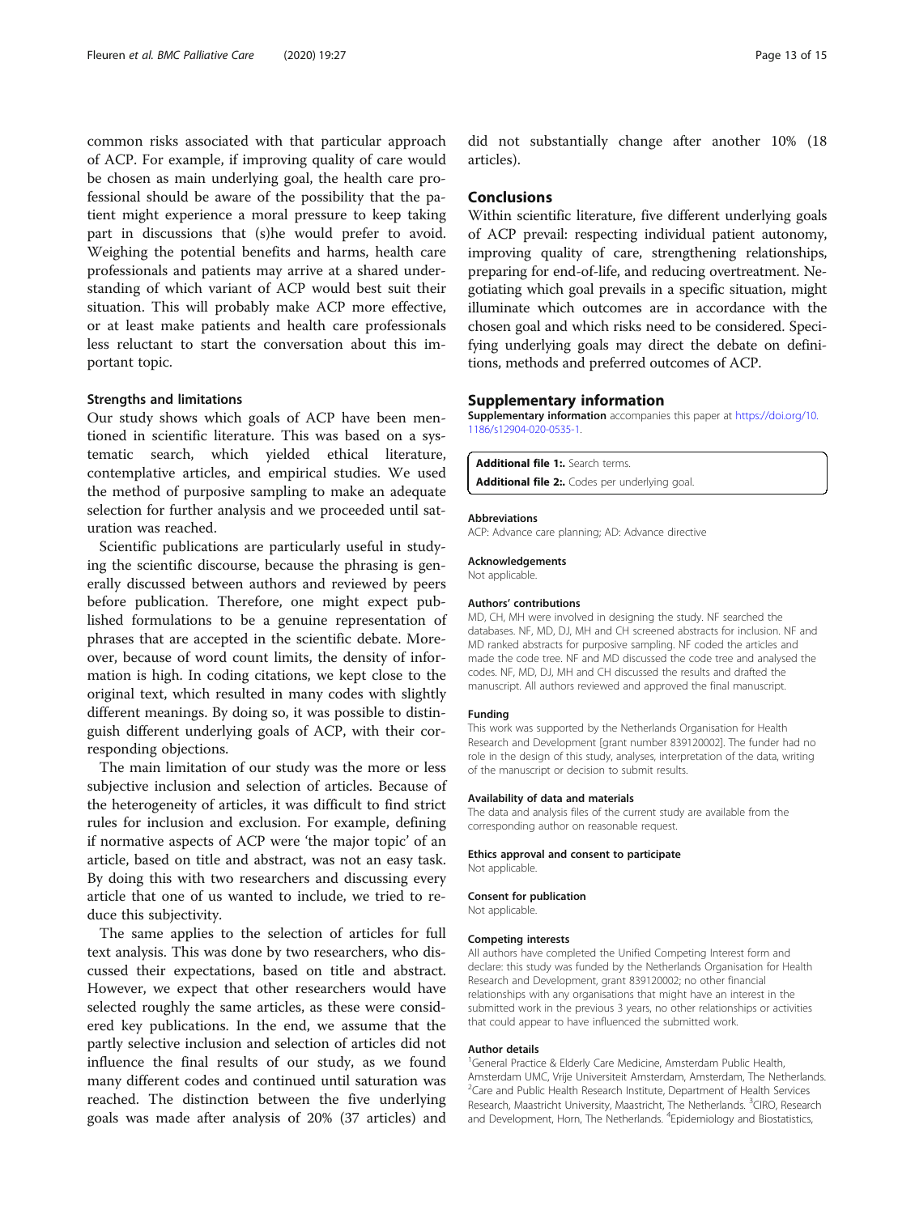common risks associated with that particular approach of ACP. For example, if improving quality of care would be chosen as main underlying goal, the health care professional should be aware of the possibility that the patient might experience a moral pressure to keep taking part in discussions that (s)he would prefer to avoid. Weighing the potential benefits and harms, health care professionals and patients may arrive at a shared understanding of which variant of ACP would best suit their situation. This will probably make ACP more effective, or at least make patients and health care professionals less reluctant to start the conversation about this important topic.

### Strengths and limitations

Our study shows which goals of ACP have been mentioned in scientific literature. This was based on a systematic search, which yielded ethical literature, contemplative articles, and empirical studies. We used the method of purposive sampling to make an adequate selection for further analysis and we proceeded until saturation was reached.

Scientific publications are particularly useful in studying the scientific discourse, because the phrasing is generally discussed between authors and reviewed by peers before publication. Therefore, one might expect published formulations to be a genuine representation of phrases that are accepted in the scientific debate. Moreover, because of word count limits, the density of information is high. In coding citations, we kept close to the original text, which resulted in many codes with slightly different meanings. By doing so, it was possible to distinguish different underlying goals of ACP, with their corresponding objections.

The main limitation of our study was the more or less subjective inclusion and selection of articles. Because of the heterogeneity of articles, it was difficult to find strict rules for inclusion and exclusion. For example, defining if normative aspects of ACP were 'the major topic' of an article, based on title and abstract, was not an easy task. By doing this with two researchers and discussing every article that one of us wanted to include, we tried to reduce this subjectivity.

The same applies to the selection of articles for full text analysis. This was done by two researchers, who discussed their expectations, based on title and abstract. However, we expect that other researchers would have selected roughly the same articles, as these were considered key publications. In the end, we assume that the partly selective inclusion and selection of articles did not influence the final results of our study, as we found many different codes and continued until saturation was reached. The distinction between the five underlying goals was made after analysis of 20% (37 articles) and did not substantially change after another 10% (18 articles).

## Conclusions

Within scientific literature, five different underlying goals of ACP prevail: respecting individual patient autonomy, improving quality of care, strengthening relationships, preparing for end-of-life, and reducing overtreatment. Negotiating which goal prevails in a specific situation, might illuminate which outcomes are in accordance with the chosen goal and which risks need to be considered. Specifying underlying goals may direct the debate on definitions, methods and preferred outcomes of ACP.

## Supplementary information

**Supplementary information** accompanies this paper at https://doi.org/10.1186/s12904-020-0535-1.

**Additional file 1:.** Search terms.
**Additional file 2:.** Codes per underlying goal.

#### Abbreviations

ACP: Advance care planning; AD: Advance directive

#### Acknowledgements

Not applicable.

#### Authors' contributions

MD, CH, MH were involved in designing the study. NF searched the databases. NF, MD, DJ, MH and CH screened abstracts for inclusion. NF and MD ranked abstracts for purposive sampling. NF coded the articles and made the code tree. NF and MD discussed the code tree and analysed the codes. NF, MD, DJ, MH and CH discussed the results and drafted the manuscript. All authors reviewed and approved the final manuscript.

#### Funding

This work was supported by the Netherlands Organisation for Health Research and Development [grant number 839120002]. The funder had no role in the design of this study, analyses, interpretation of the data, writing of the manuscript or decision to submit results.

#### Availability of data and materials

The data and analysis files of the current study are available from the corresponding author on reasonable request.

#### Ethics approval and consent to participate

Not applicable.

#### Consent for publication

Not applicable.

#### Competing interests

All authors have completed the Unified Competing Interest form and declare: this study was funded by the Netherlands Organisation for Health Research and Development, grant 839120002; no other financial relationships with any organisations that might have an interest in the submitted work in the previous 3 years, no other relationships or activities that could appear to have influenced the submitted work.

#### Author details

[1]General Practice & Elderly Care Medicine, Amsterdam Public Health, Amsterdam UMC, Vrije Universiteit Amsterdam, Amsterdam, The Netherlands. [2]Care and Public Health Research Institute, Department of Health Services Research, Maastricht University, Maastricht, The Netherlands. [3]CIRO, Research and Development, Horn, The Netherlands. [4]Epidemiology and Biostatistics,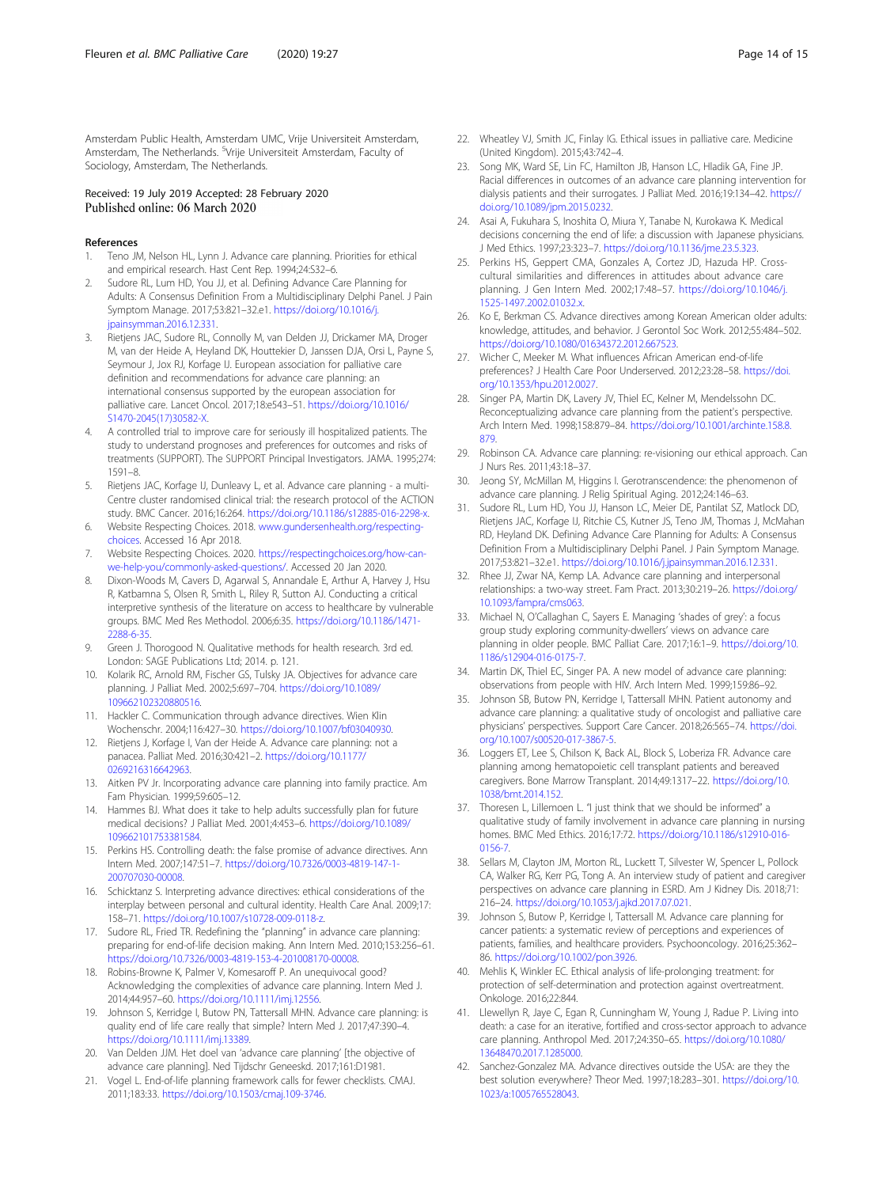Amsterdam Public Health, Amsterdam UMC, Vrije Universiteit Amsterdam, Amsterdam, The Netherlands. [5]Vrije Universiteit Amsterdam, Faculty of Sociology, Amsterdam, The Netherlands.

Received: 19 July 2019 Accepted: 28 February 2020
Published online: 06 March 2020

## References

1. Teno JM, Nelson HL, Lynn J. Advance care planning. Priorities for ethical and empirical research. Hast Cent Rep. 1994;24:S32–6.
2. Sudore RL, Lum HD, You JJ, et al. Defining Advance Care Planning for Adults: A Consensus Definition From a Multidisciplinary Delphi Panel. J Pain Symptom Manage. 2017;53:821–32.e1. https://doi.org/10.1016/j.jpainsymman.2016.12.331.
3. Rietjens JAC, Sudore RL, Connolly M, van Delden JJ, Drickamer MA, Droger M, van der Heide A, Heyland DK, Houttekier D, Janssen DJA, Orsi L, Payne S, Seymour J, Jox RJ, Korfage IJ. European association for palliative care definition and recommendations for advance care planning: an international consensus supported by the european association for palliative care. Lancet Oncol. 2017;18:e543–51. https://doi.org/10.1016/S1470-2045(17)30582-X.
4. A controlled trial to improve care for seriously ill hospitalized patients. The study to understand prognoses and preferences for outcomes and risks of treatments (SUPPORT). The SUPPORT Principal Investigators. JAMA. 1995;274:1591–8.
5. Rietjens JAC, Korfage IJ, Dunleavy L, et al. Advance care planning - a multi-Centre cluster randomised clinical trial: the research protocol of the ACTION study. BMC Cancer. 2016;16:264. https://doi.org/10.1186/s12885-016-2298-x.
6. Website Respecting Choices. 2018. www.gundersenhealth.org/respecting-choices. Accessed 16 Apr 2018.
7. Website Respecting Choices. 2020. https://respectingchoices.org/how-can-we-help-you/commonly-asked-questions/. Accessed 20 Jan 2020.
8. Dixon-Woods M, Cavers D, Agarwal S, Annandale E, Arthur A, Harvey J, Hsu R, Katbamna S, Olsen R, Smith L, Riley R, Sutton AJ. Conducting a critical interpretive synthesis of the literature on access to healthcare by vulnerable groups. BMC Med Res Methodol. 2006;6:35. https://doi.org/10.1186/1471-2288-6-35.
9. Green J. Thorogood N. Qualitative methods for health research. 3rd ed. London: SAGE Publications Ltd; 2014. p. 121.
10. Kolarik RC, Arnold RM, Fischer GS, Tulsky JA. Objectives for advance care planning. J Palliat Med. 2002;5:697–704. https://doi.org/10.1089/109662102320880516.
11. Hackler C. Communication through advance directives. Wien Klin Wochenschr. 2004;116:427–30. https://doi.org/10.1007/bf03040930.
12. Rietjens J, Korfage I, Van der Heide A. Advance care planning: not a panacea. Palliat Med. 2016;30:421–2. https://doi.org/10.1177/0269216316642963.
13. Aitken PV Jr. Incorporating advance care planning into family practice. Am Fam Physician. 1999;59:605–12.
14. Hammes BJ. What does it take to help adults successfully plan for future medical decisions? J Palliat Med. 2001;4:453–6. https://doi.org/10.1089/109662101753381584.
15. Perkins HS. Controlling death: the false promise of advance directives. Ann Intern Med. 2007;147:51–7. https://doi.org/10.7326/0003-4819-147-1-200707030-00008.
16. Schicktanz S. Interpreting advance directives: ethical considerations of the interplay between personal and cultural identity. Health Care Anal. 2009;17:158–71. https://doi.org/10.1007/s10728-009-0118-z.
17. Sudore RL, Fried TR. Redefining the "planning" in advance care planning: preparing for end-of-life decision making. Ann Intern Med. 2010;153:256–61. https://doi.org/10.7326/0003-4819-153-4-201008170-00008.
18. Robins-Browne K, Palmer V, Komesaroff P. An unequivocal good? Acknowledging the complexities of advance care planning. Intern Med J. 2014;44:957–60. https://doi.org/10.1111/imj.12556.
19. Johnson S, Kerridge I, Butow PN, Tattersall MHN. Advance care planning: is quality end of life care really that simple? Intern Med J. 2017;47:390–4. https://doi.org/10.1111/imj.13389.
20. Van Delden JJM. Het doel van 'advance care planning' [the objective of advance care planning]. Ned Tijdschr Geneeskd. 2017;161:D1981.
21. Vogel L. End-of-life planning framework calls for fewer checklists. CMAJ. 2011;183:33. https://doi.org/10.1503/cmaj.109-3746.
22. Wheatley VJ, Smith JC, Finlay IG. Ethical issues in palliative care. Medicine (United Kingdom). 2015;43:742–4.
23. Song MK, Ward SE, Lin FC, Hamilton JB, Hanson LC, Hladik GA, Fine JP. Racial differences in outcomes of an advance care planning intervention for dialysis patients and their surrogates. J Palliat Med. 2016;19:134–42. https://doi.org/10.1089/jpm.2015.0232.
24. Asai A, Fukuhara S, Inoshita O, Miura Y, Tanabe N, Kurokawa K. Medical decisions concerning the end of life: a discussion with Japanese physicians. J Med Ethics. 1997;23:323–7. https://doi.org/10.1136/jme.23.5.323.
25. Perkins HS, Geppert CMA, Gonzales A, Cortez JD, Hazuda HP. Cross-cultural similarities and differences in attitudes about advance care planning. J Gen Intern Med. 2002;17:48–57. https://doi.org/10.1046/j.1525-1497.2002.01032.x.
26. Ko E, Berkman CS. Advance directives among Korean American older adults: knowledge, attitudes, and behavior. J Gerontol Soc Work. 2012;55:484–502. https://doi.org/10.1080/01634372.2012.667523.
27. Wicher C, Meeker M. What influences African American end-of-life preferences? J Health Care Poor Underserved. 2012;23:28–58. https://doi.org/10.1353/hpu.2012.0027.
28. Singer PA, Martin DK, Lavery JV, Thiel EC, Kelner M, Mendelssohn DC. Reconceptualizing advance care planning from the patient's perspective. Arch Intern Med. 1998;158:879–84. https://doi.org/10.1001/archinte.158.8.879.
29. Robinson CA. Advance care planning: re-visioning our ethical approach. Can J Nurs Res. 2011;43:18–37.
30. Jeong SY, McMillan M, Higgins I. Gerotranscendence: the phenomenon of advance care planning. J Relig Spiritual Aging. 2012;24:146–63.
31. Sudore RL, Lum HD, You JJ, Hanson LC, Meier DE, Pantilat SZ, Matlock DD, Rietjens JAC, Korfage IJ, Ritchie CS, Kutner JS, Teno JM, Thomas J, McMahan RD, Heyland DK. Defining Advance Care Planning for Adults: A Consensus Definition From a Multidisciplinary Delphi Panel. J Pain Symptom Manage. 2017;53:821–32.e1. https://doi.org/10.1016/j.jpainsymman.2016.12.331.
32. Rhee JJ, Zwar NA, Kemp LA. Advance care planning and interpersonal relationships: a two-way street. Fam Pract. 2013;30:219–26. https://doi.org/10.1093/fampra/cms063.
33. Michael N, O'Callaghan C, Sayers E. Managing 'shades of grey': a focus group study exploring community-dwellers' views on advance care planning in older people. BMC Palliat Care. 2017;16:1–9. https://doi.org/10.1186/s12904-016-0175-7.
34. Martin DK, Thiel EC, Singer PA. A new model of advance care planning: observations from people with HIV. Arch Intern Med. 1999;159:86–92.
35. Johnson SB, Butow PN, Kerridge I, Tattersall MHN. Patient autonomy and advance care planning: a qualitative study of oncologist and palliative care physicians' perspectives. Support Care Cancer. 2018;26:565–74. https://doi.org/10.1007/s00520-017-3867-5.
36. Loggers ET, Lee S, Chilson K, Back AL, Block S, Loberiza FR. Advance care planning among hematopoietic cell transplant patients and bereaved caregivers. Bone Marrow Transplant. 2014;49:1317–22. https://doi.org/10.1038/bmt.2014.152.
37. Thoresen L, Lillemoen L. "I just think that we should be informed" a qualitative study of family involvement in advance care planning in nursing homes. BMC Med Ethics. 2016;17:72. https://doi.org/10.1186/s12910-016-0156-7.
38. Sellars M, Clayton JM, Morton RL, Luckett T, Silvester W, Spencer L, Pollock CA, Walker RG, Kerr PG, Tong A. An interview study of patient and caregiver perspectives on advance care planning in ESRD. Am J Kidney Dis. 2018;71:216–24. https://doi.org/10.1053/j.ajkd.2017.07.021.
39. Johnson S, Butow P, Kerridge I, Tattersall M. Advance care planning for cancer patients: a systematic review of perceptions and experiences of patients, families, and healthcare providers. Psychooncology. 2016;25:362–86. https://doi.org/10.1002/pon.3926.
40. Mehlis K, Winkler EC. Ethical analysis of life-prolonging treatment: for protection of self-determination and protection against overtreatment. Onkologe. 2016;22:844.
41. Llewellyn R, Jaye C, Egan R, Cunningham W, Young J, Radue P. Living into death: a case for an iterative, fortified and cross-sector approach to advance care planning. Anthropol Med. 2017;24:350–65. https://doi.org/10.1080/13648470.2017.1285000.
42. Sanchez-Gonzalez MA. Advance directives outside the USA: are they the best solution everywhere? Theor Med. 1997;18:283–301. https://doi.org/10.1023/a:1005765528043.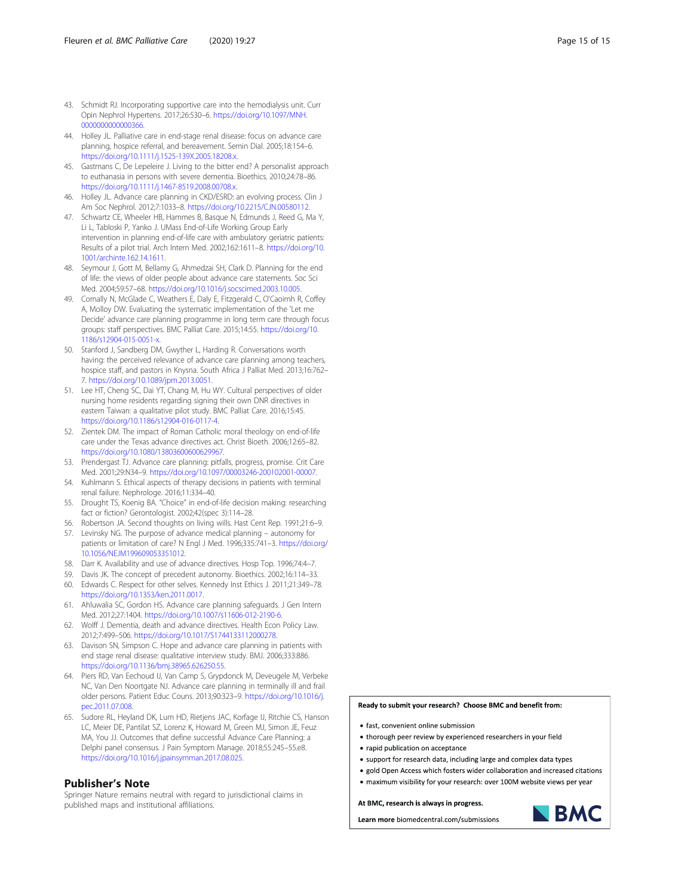43. Schmidt RJ. Incorporating supportive care into the hemodialysis unit. Curr Opin Nephrol Hypertens. 2017;26:530–6. https://doi.org/10.1097/MNH.0000000000000366.
44. Holley JL. Palliative care in end-stage renal disease: focus on advance care planning, hospice referral, and bereavement. Semin Dial. 2005;18:154–6. https://doi.org/10.1111/j.1525-139X.2005.18208.x.
45. Gastmans C, De Lepeleire J. Living to the bitter end? A personalist approach to euthanasia in persons with severe dementia. Bioethics. 2010;24:78–86. https://doi.org/10.1111/j.1467-8519.2008.00708.x.
46. Holley JL. Advance care planning in CKD/ESRD: an evolving process. Clin J Am Soc Nephrol. 2012;7:1033–8. https://doi.org/10.2215/CJN.00580112.
47. Schwartz CE, Wheeler HB, Hammes B, Basque N, Edmunds J, Reed G, Ma Y, Li L, Tabloski P, Yanko J. UMass End-of-Life Working Group Early intervention in planning end-of-life care with ambulatory geriatric patients: Results of a pilot trial. Arch Intern Med. 2002;162:1611–8. https://doi.org/10.1001/archinte.162.14.1611.
48. Seymour J, Gott M, Bellamy G, Ahmedzai SH, Clark D. Planning for the end of life: the views of older people about advance care statements. Soc Sci Med. 2004;59:57–68. https://doi.org/10.1016/j.socscimed.2003.10.005.
49. Cornally N, McGlade C, Weathers E, Daly E, Fitzgerald C, O'Caoimh R, Coffey A, Molloy DW. Evaluating the systematic implementation of the 'Let me Decide' advance care planning programme in long term care through focus groups: staff perspectives. BMC Palliat Care. 2015;14:55. https://doi.org/10.1186/s12904-015-0051-x.
50. Stanford J, Sandberg DM, Gwyther L, Harding R. Conversations worth having: the perceived relevance of advance care planning among teachers, hospice staff, and pastors in Knysna. South Africa J Palliat Med. 2013;16:762–7. https://doi.org/10.1089/jpm.2013.0051.
51. Lee HT, Cheng SC, Dai YT, Chang M, Hu WY. Cultural perspectives of older nursing home residents regarding signing their own DNR directives in eastern Taiwan: a qualitative pilot study. BMC Palliat Care. 2016;15:45. https://doi.org/10.1186/s12904-016-0117-4.
52. Zientek DM. The impact of Roman Catholic moral theology on end-of-life care under the Texas advance directives act. Christ Bioeth. 2006;12:65–82. https://doi.org/10.1080/13803600600629967.
53. Prendergast TJ. Advance care planning: pitfalls, progress, promise. Crit Care Med. 2001;29:N34–9. https://doi.org/10.1097/00003246-200102001-00007.
54. Kuhlmann S. Ethical aspects of therapy decisions in patients with terminal renal failure. Nephrologe. 2016;11:334–40.
55. Drought TS, Koenig BA. "Choice" in end-of-life decision making: researching fact or fiction? Gerontologist. 2002;42(spec 3):114–28.
56. Robertson JA. Second thoughts on living wills. Hast Cent Rep. 1991;21:6–9.
57. Levinsky NG. The purpose of advance medical planning – autonomy for patients or limitation of care? N Engl J Med. 1996;335:741–3. https://doi.org/10.1056/NEJM199609053351012.
58. Darr K. Availability and use of advance directives. Hosp Top. 1996;74:4–7.
59. Davis JK. The concept of precedent autonomy. Bioethics. 2002;16:114–33.
60. Edwards C. Respect for other selves. Kennedy Inst Ethics J. 2011;21:349–78. https://doi.org/10.1353/ken.2011.0017.
61. Ahluwalia SC, Gordon HS. Advance care planning safeguards. J Gen Intern Med. 2012;27:1404. https://doi.org/10.1007/s11606-012-2190-6.
62. Wolff J. Dementia, death and advance directives. Health Econ Policy Law. 2012;7:499–506. https://doi.org/10.1017/S1744133112000278.
63. Davison SN, Simpson C. Hope and advance care planning in patients with end stage renal disease: qualitative interview study. BMJ. 2006;333:886. https://doi.org/10.1136/bmj.38965.626250.55.
64. Piers RD, Van Eechoud IJ, Van Camp S, Grypdonck M, Deveugele M, Verbeke NC, Van Den Noortgate NJ. Advance care planning in terminally ill and frail older persons. Patient Educ Couns. 2013;90:323–9. https://doi.org/10.1016/j.pec.2011.07.008.
65. Sudore RL, Heyland DK, Lum HD, Rietjens JAC, Korfage IJ, Ritchie CS, Hanson LC, Meier DE, Pantilat SZ, Lorenz K, Howard M, Green MJ, Simon JE, Feuz MA, You JJ. Outcomes that define successful Advance Care Planning: a Delphi panel consensus. J Pain Symptom Manage. 2018;55:245–55.e8. https://doi.org/10.1016/j.jpainsymman.2017.08.025.

## Publisher's Note

Springer Nature remains neutral with regard to jurisdictional claims in published maps and institutional affiliations.

**Ready to submit your research? Choose BMC and benefit from:**

- fast, convenient online submission
- thorough peer review by experienced researchers in your field
- rapid publication on acceptance
- support for research data, including large and complex data types
- gold Open Access which fosters wider collaboration and increased citations
- maximum visibility for your research: over 100M website views per year

**At BMC, research is always in progress.**

**Learn more** biomedcentral.com/submissions

BMC